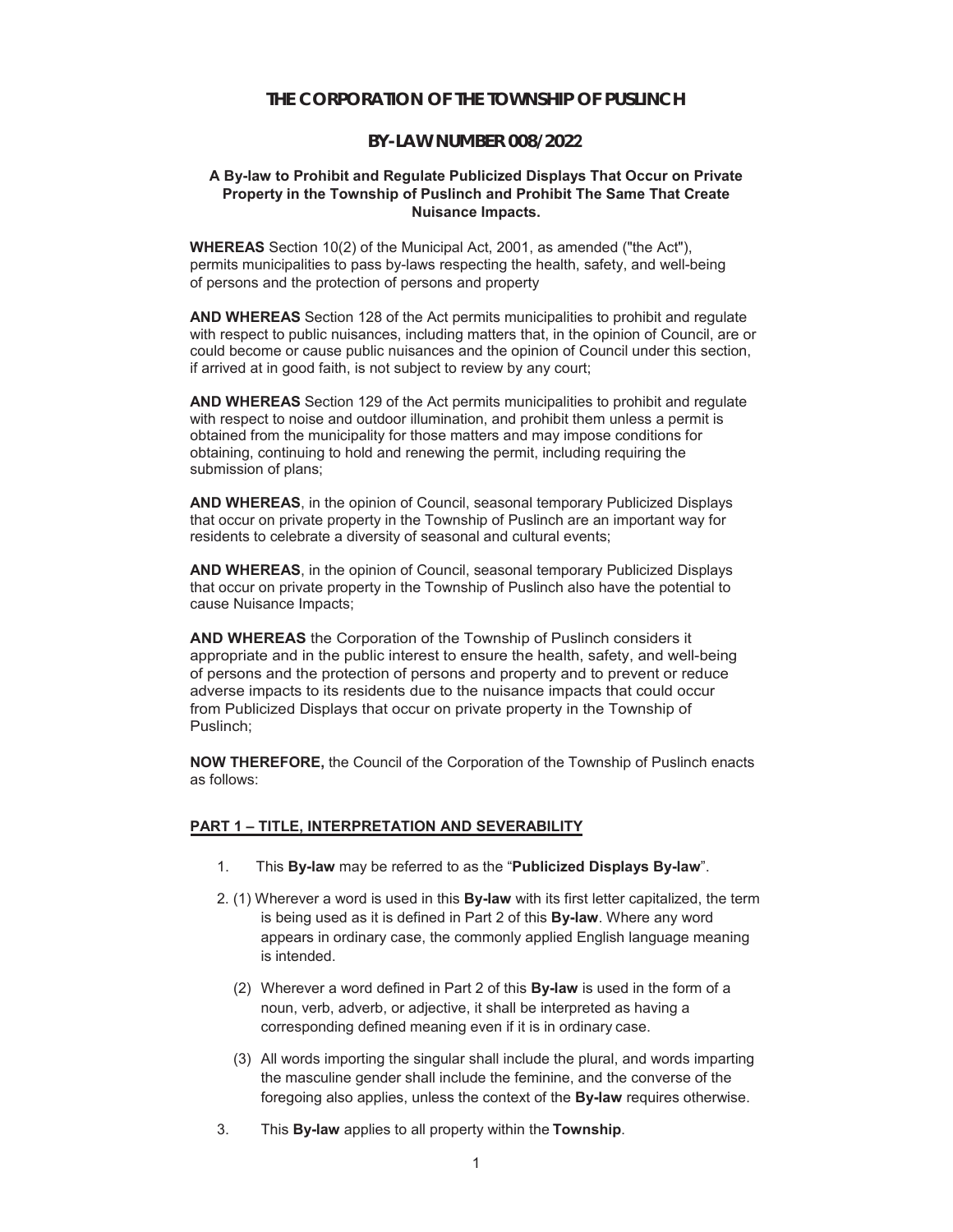# THE CORPORATION OF THE TOWNSHIP OF PUSLINCH

## BY-LAW NUMBER 008/2022

**A By-law to Prohibit and Regulate Publicized Displays That Occur on Private Property in the Township of Puslinch and Prohibit The Same That Create Nuisance Impacts.**

**WHEREAS** Section 10(2) of the Municipal Act, 2001, as amended ("the Act"), permits municipalities to pass by-laws respecting the health, safety, and well-being of persons and the protection of persons and property

**AND WHEREAS** Section 128 of the Act permits municipalities to prohibit and regulate with respect to public nuisances, including matters that, in the opinion of Council, are or could become or cause public nuisances and the opinion of Council under this section, if arrived at in good faith, is not subject to review by any court;

**AND WHEREAS** Section 129 of the Act permits municipalities to prohibit and regulate with respect to noise and outdoor illumination, and prohibit them unless a permit is obtained from the municipality for those matters and may impose conditions for obtaining, continuing to hold and renewing the permit, including requiring the submission of plans;

**AND WHEREAS**, in the opinion of Council, seasonal temporary Publicized Displays that occur on private property in the Township of Puslinch are an important way for residents to celebrate a diversity of seasonal and cultural events;

**AND WHEREAS**, in the opinion of Council, seasonal temporary Publicized Displays that occur on private property in the Township of Puslinch also have the potential to cause Nuisance Impacts;

**AND WHEREAS** the Corporation of the Township of Puslinch considers it appropriate and in the public interest to ensure the health, safety, and well-being of persons and the protection of persons and property and to prevent or reduce adverse impacts to its residents due to the nuisance impacts that could occur from Publicized Displays that occur on private property in the Township of Puslinch;

**NOW THEREFORE,** the Council of the Corporation of the Township of Puslinch enacts as follows:

**PART 1 – TITLE, INTERPRETATION AND SEVERABILITY**

1. This **By-law** may be referred to as the "**Publicized Displays By-law**".

2. (1) Wherever a word is used in this **By-law** with its first letter capitalized, the term is being used as it is defined in Part 2 of this **By-law**. Where any word appears in ordinary case, the commonly applied English language meaning is intended.

   (2) Wherever a word defined in Part 2 of this **By-law** is used in the form of a noun, verb, adverb, or adjective, it shall be interpreted as having a corresponding defined meaning even if it is in ordinary case.

   (3) All words importing the singular shall include the plural, and words imparting the masculine gender shall include the feminine, and the converse of the foregoing also applies, unless the context of the **By-law** requires otherwise.

3. This **By-law** applies to all property within the **Township**.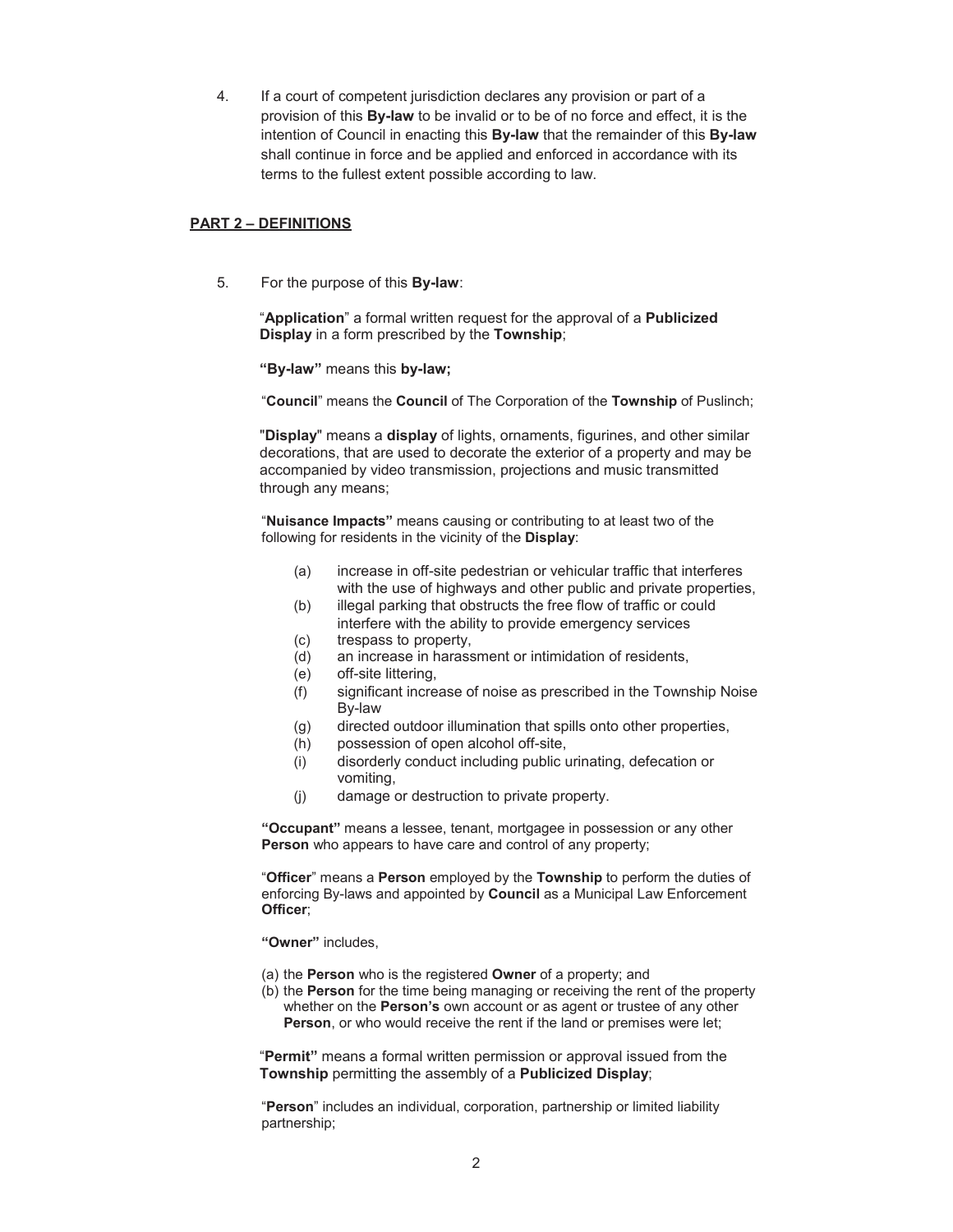4. If a court of competent jurisdiction declares any provision or part of a provision of this **By-law** to be invalid or to be of no force and effect, it is the intention of Council in enacting this **By-law** that the remainder of this **By-law** shall continue in force and be applied and enforced in accordance with its terms to the fullest extent possible according to law.

## PART 2 – DEFINITIONS

5. For the purpose of this **By-law**:

"**Application**" a formal written request for the approval of a **Publicized Display** in a form prescribed by the **Township**;

**"By-law"** means this **by-law;**

"**Council**" means the **Council** of The Corporation of the **Township** of Puslinch;

"**Display**" means a **display** of lights, ornaments, figurines, and other similar decorations, that are used to decorate the exterior of a property and may be accompanied by video transmission, projections and music transmitted through any means;

"**Nuisance Impacts"** means causing or contributing to at least two of the following for residents in the vicinity of the **Display**:

- (a) increase in off-site pedestrian or vehicular traffic that interferes with the use of highways and other public and private properties,
- (b) illegal parking that obstructs the free flow of traffic or could interfere with the ability to provide emergency services
- (c) trespass to property,
- (d) an increase in harassment or intimidation of residents,
- (e) off-site littering,
- (f) significant increase of noise as prescribed in the Township Noise By-law
- (g) directed outdoor illumination that spills onto other properties,
- (h) possession of open alcohol off-site,
- (i) disorderly conduct including public urinating, defecation or vomiting,
- (j) damage or destruction to private property.

**"Occupant"** means a lessee, tenant, mortgagee in possession or any other **Person** who appears to have care and control of any property;

"**Officer**" means a **Person** employed by the **Township** to perform the duties of enforcing By-laws and appointed by **Council** as a Municipal Law Enforcement **Officer**;

**"Owner"** includes,

(a) the **Person** who is the registered **Owner** of a property; and
(b) the **Person** for the time being managing or receiving the rent of the property whether on the **Person's** own account or as agent or trustee of any other **Person**, or who would receive the rent if the land or premises were let;

"**Permit"** means a formal written permission or approval issued from the **Township** permitting the assembly of a **Publicized Display**;

"**Person**" includes an individual, corporation, partnership or limited liability partnership;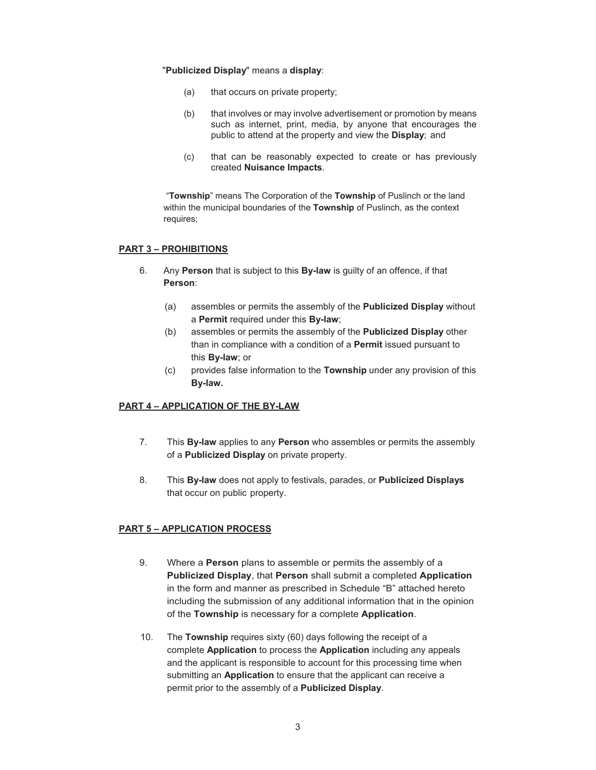"**Publicized Display**" means a **display**:

(a) that occurs on private property;

(b) that involves or may involve advertisement or promotion by means such as internet, print, media, by anyone that encourages the public to attend at the property and view the **Display**; and

(c) that can be reasonably expected to create or has previously created **Nuisance Impacts**.

"**Township**" means The Corporation of the **Township** of Puslinch or the land within the municipal boundaries of the **Township** of Puslinch, as the context requires;

## PART 3 – PROHIBITIONS

6. Any **Person** that is subject to this **By-law** is guilty of an offence, if that **Person**:

   (a) assembles or permits the assembly of the **Publicized Display** without a **Permit** required under this **By-law**;

   (b) assembles or permits the assembly of the **Publicized Display** other than in compliance with a condition of a **Permit** issued pursuant to this **By-law**; or

   (c) provides false information to the **Township** under any provision of this **By-law.**

## PART 4 – APPLICATION OF THE BY-LAW

7. This **By-law** applies to any **Person** who assembles or permits the assembly of a **Publicized Display** on private property.

8. This **By-law** does not apply to festivals, parades, or **Publicized Displays** that occur on public property.

## PART 5 – APPLICATION PROCESS

9. Where a **Person** plans to assemble or permits the assembly of a **Publicized Display**, that **Person** shall submit a completed **Application** in the form and manner as prescribed in Schedule "B" attached hereto including the submission of any additional information that in the opinion of the **Township** is necessary for a complete **Application**.

10. The **Township** requires sixty (60) days following the receipt of a complete **Application** to process the **Application** including any appeals and the applicant is responsible to account for this processing time when submitting an **Application** to ensure that the applicant can receive a permit prior to the assembly of a **Publicized Display**.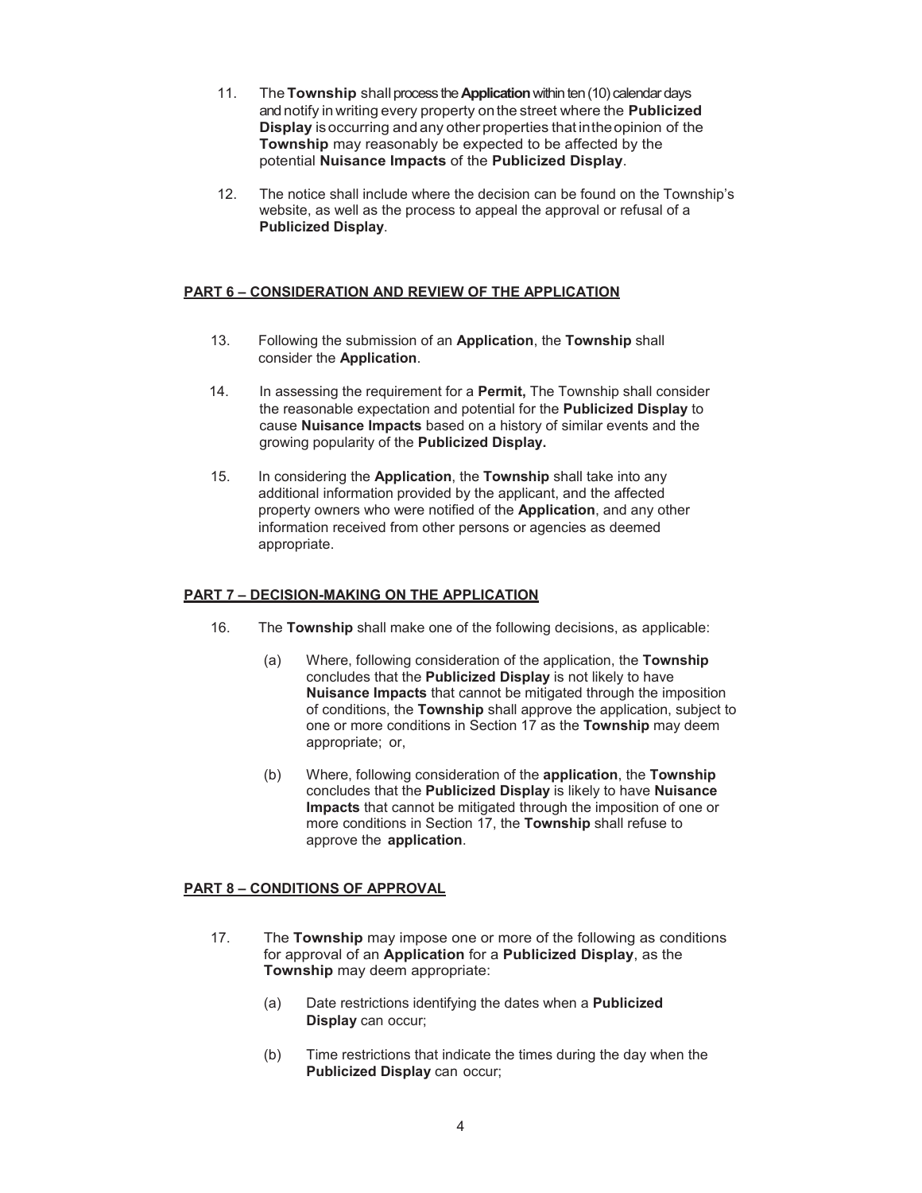11. The **Township** shall process the **Application** within ten (10) calendar days and notify in writing every property on the street where the **Publicized Display** is occurring and any other properties that in the opinion of the **Township** may reasonably be expected to be affected by the potential **Nuisance Impacts** of the **Publicized Display**.

12. The notice shall include where the decision can be found on the Township's website, as well as the process to appeal the approval or refusal of a **Publicized Display**.

## PART 6 – CONSIDERATION AND REVIEW OF THE APPLICATION

13. Following the submission of an **Application**, the **Township** shall consider the **Application**.

14. In assessing the requirement for a **Permit,** The Township shall consider the reasonable expectation and potential for the **Publicized Display** to cause **Nuisance Impacts** based on a history of similar events and the growing popularity of the **Publicized Display.**

15. In considering the **Application**, the **Township** shall take into any additional information provided by the applicant, and the affected property owners who were notified of the **Application**, and any other information received from other persons or agencies as deemed appropriate.

## PART 7 – DECISION-MAKING ON THE APPLICATION

16. The **Township** shall make one of the following decisions, as applicable:

    (a) Where, following consideration of the application, the **Township** concludes that the **Publicized Display** is not likely to have **Nuisance Impacts** that cannot be mitigated through the imposition of conditions, the **Township** shall approve the application, subject to one or more conditions in Section 17 as the **Township** may deem appropriate; or,

    (b) Where, following consideration of the **application**, the **Township** concludes that the **Publicized Display** is likely to have **Nuisance Impacts** that cannot be mitigated through the imposition of one or more conditions in Section 17, the **Township** shall refuse to approve the **application**.

## PART 8 – CONDITIONS OF APPROVAL

17. The **Township** may impose one or more of the following as conditions for approval of an **Application** for a **Publicized Display**, as the **Township** may deem appropriate:

    (a) Date restrictions identifying the dates when a **Publicized Display** can occur;

    (b) Time restrictions that indicate the times during the day when the **Publicized Display** can occur;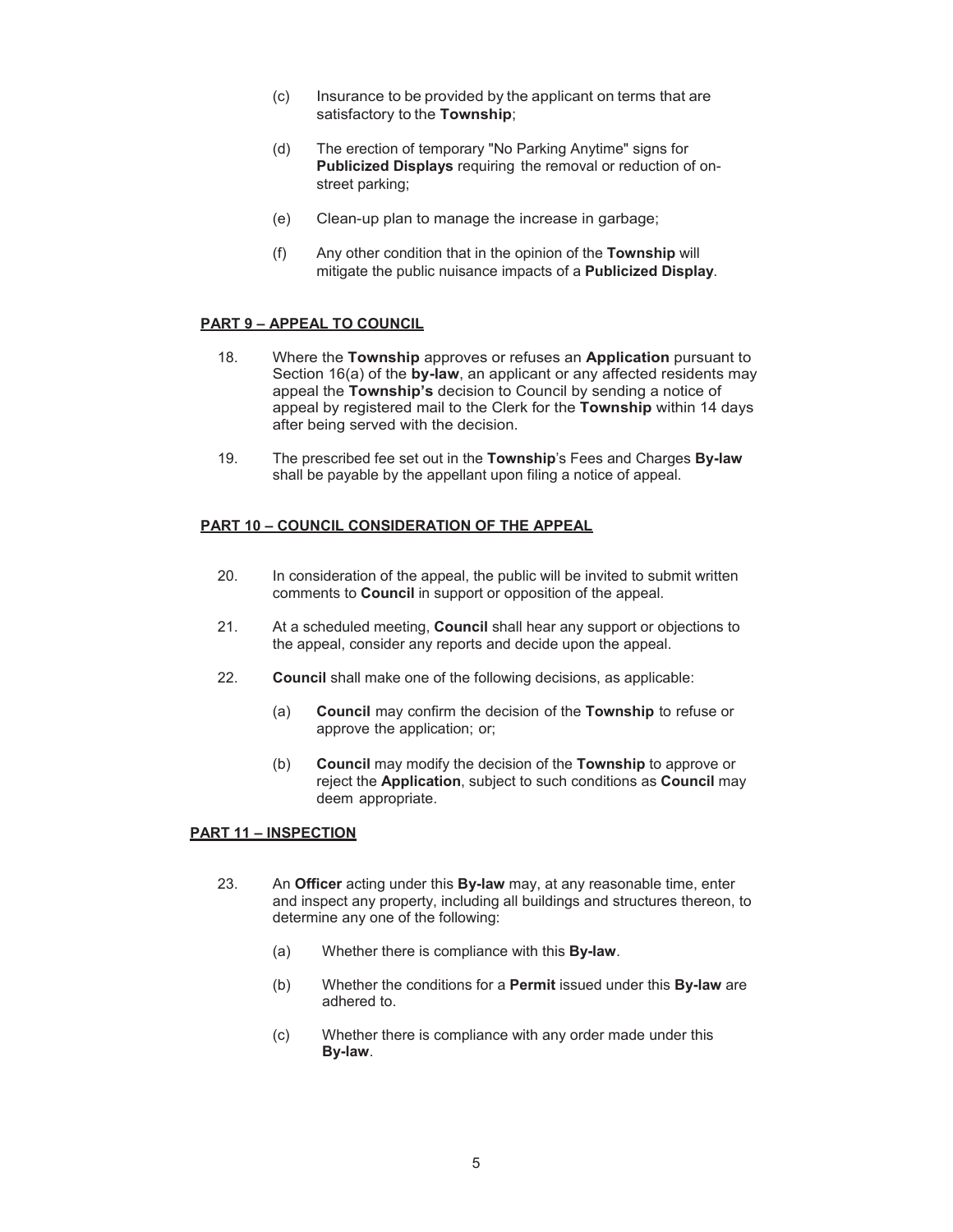(c) Insurance to be provided by the applicant on terms that are satisfactory to the **Township**;

(d) The erection of temporary "No Parking Anytime" signs for **Publicized Displays** requiring the removal or reduction of on-street parking;

(e) Clean-up plan to manage the increase in garbage;

(f) Any other condition that in the opinion of the **Township** will mitigate the public nuisance impacts of a **Publicized Display**.

## PART 9 – APPEAL TO COUNCIL

18. Where the **Township** approves or refuses an **Application** pursuant to Section 16(a) of the **by-law**, an applicant or any affected residents may appeal the **Township's** decision to Council by sending a notice of appeal by registered mail to the Clerk for the **Township** within 14 days after being served with the decision.

19. The prescribed fee set out in the **Township**'s Fees and Charges **By-law** shall be payable by the appellant upon filing a notice of appeal.

## PART 10 – COUNCIL CONSIDERATION OF THE APPEAL

20. In consideration of the appeal, the public will be invited to submit written comments to **Council** in support or opposition of the appeal.

21. At a scheduled meeting, **Council** shall hear any support or objections to the appeal, consider any reports and decide upon the appeal.

22. **Council** shall make one of the following decisions, as applicable:

    (a) **Council** may confirm the decision of the **Township** to refuse or approve the application; or;

    (b) **Council** may modify the decision of the **Township** to approve or reject the **Application**, subject to such conditions as **Council** may deem appropriate.

## PART 11 – INSPECTION

23. An **Officer** acting under this **By-law** may, at any reasonable time, enter and inspect any property, including all buildings and structures thereon, to determine any one of the following:

    (a) Whether there is compliance with this **By-law**.

    (b) Whether the conditions for a **Permit** issued under this **By-law** are adhered to.

    (c) Whether there is compliance with any order made under this **By-law**.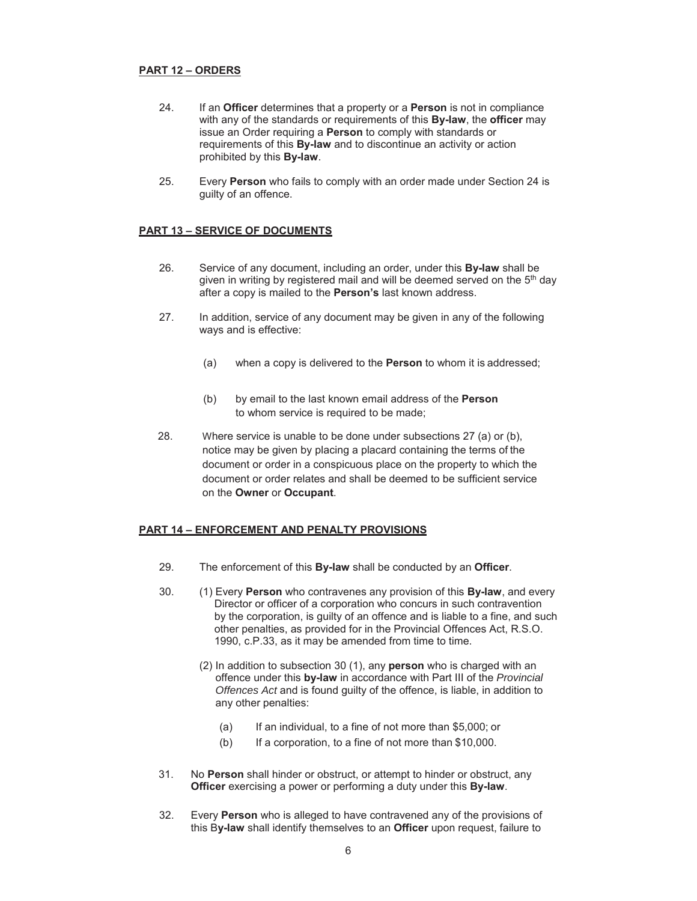**PART 12 – ORDERS**

24. If an **Officer** determines that a property or a **Person** is not in compliance with any of the standards or requirements of this **By-law**, the **officer** may issue an Order requiring a **Person** to comply with standards or requirements of this **By-law** and to discontinue an activity or action prohibited by this **By-law**.

25. Every **Person** who fails to comply with an order made under Section 24 is guilty of an offence.

**PART 13 – SERVICE OF DOCUMENTS**

26. Service of any document, including an order, under this **By-law** shall be given in writing by registered mail and will be deemed served on the 5th day after a copy is mailed to the **Person's** last known address.

27. In addition, service of any document may be given in any of the following ways and is effective:

    (a) when a copy is delivered to the **Person** to whom it is addressed;

    (b) by email to the last known email address of the **Person** to whom service is required to be made;

28. Where service is unable to be done under subsections 27 (a) or (b), notice may be given by placing a placard containing the terms of the document or order in a conspicuous place on the property to which the document or order relates and shall be deemed to be sufficient service on the **Owner** or **Occupant**.

**PART 14 – ENFORCEMENT AND PENALTY PROVISIONS**

29. The enforcement of this **By-law** shall be conducted by an **Officer**.

30. (1) Every **Person** who contravenes any provision of this **By-law**, and every Director or officer of a corporation who concurs in such contravention by the corporation, is guilty of an offence and is liable to a fine, and such other penalties, as provided for in the Provincial Offences Act, R.S.O. 1990, c.P.33, as it may be amended from time to time.

    (2) In addition to subsection 30 (1), any **person** who is charged with an offence under this **by-law** in accordance with Part III of the *Provincial Offences Act* and is found guilty of the offence, is liable, in addition to any other penalties:

    (a) If an individual, to a fine of not more than $5,000; or

    (b) If a corporation, to a fine of not more than $10,000.

31. No **Person** shall hinder or obstruct, or attempt to hinder or obstruct, any **Officer** exercising a power or performing a duty under this **By-law**.

32. Every **Person** who is alleged to have contravened any of the provisions of this **By-law** shall identify themselves to an **Officer** upon request, failure to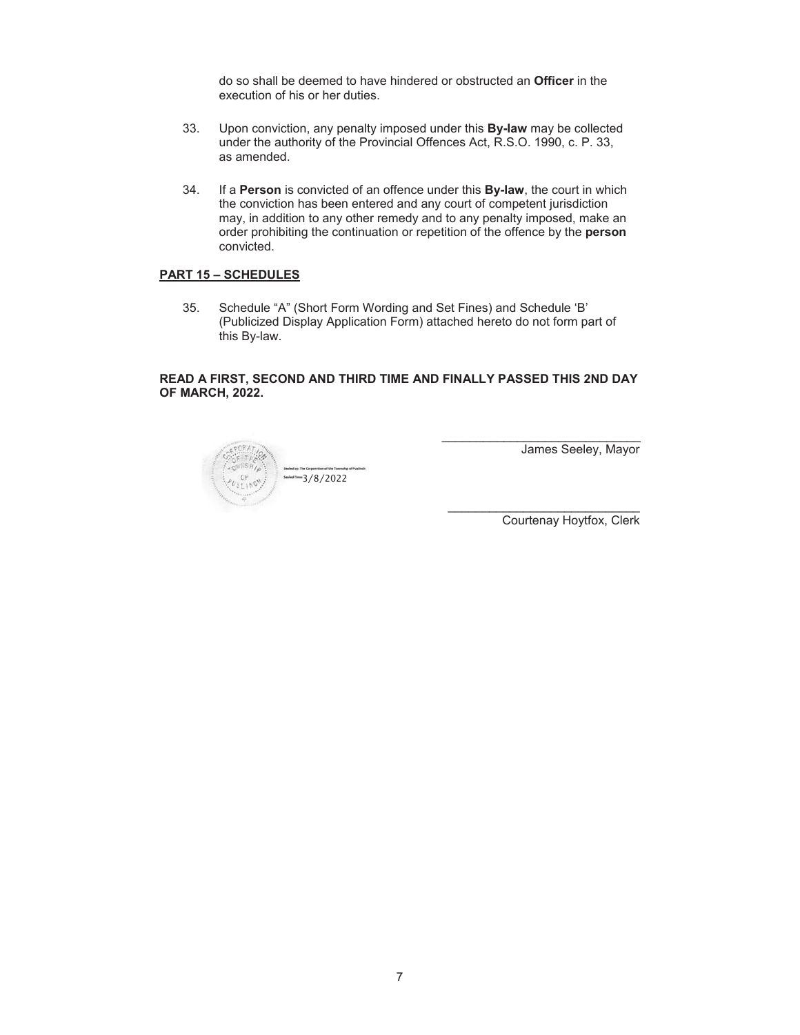do so shall be deemed to have hindered or obstructed an **Officer** in the execution of his or her duties.

33. Upon conviction, any penalty imposed under this **By-law** may be collected under the authority of the Provincial Offences Act, R.S.O. 1990, c. P. 33, as amended.

34. If a **Person** is convicted of an offence under this **By-law**, the court in which the conviction has been entered and any court of competent jurisdiction may, in addition to any other remedy and to any penalty imposed, make an order prohibiting the continuation or repetition of the offence by the **person** convicted.

## PART 15 – SCHEDULES

35. Schedule "A" (Short Form Wording and Set Fines) and Schedule 'B' (Publicized Display Application Form) attached hereto do not form part of this By-law.

**READ A FIRST, SECOND AND THIRD TIME AND FINALLY PASSED THIS 2ND DAY OF MARCH, 2022.**

Sealed by: The Corporation of the Township of Puslinch
Sealed Time: 3/8/2022

_______________________________
James Seeley, Mayor

_______________________________
Courtenay Hoytfox, Clerk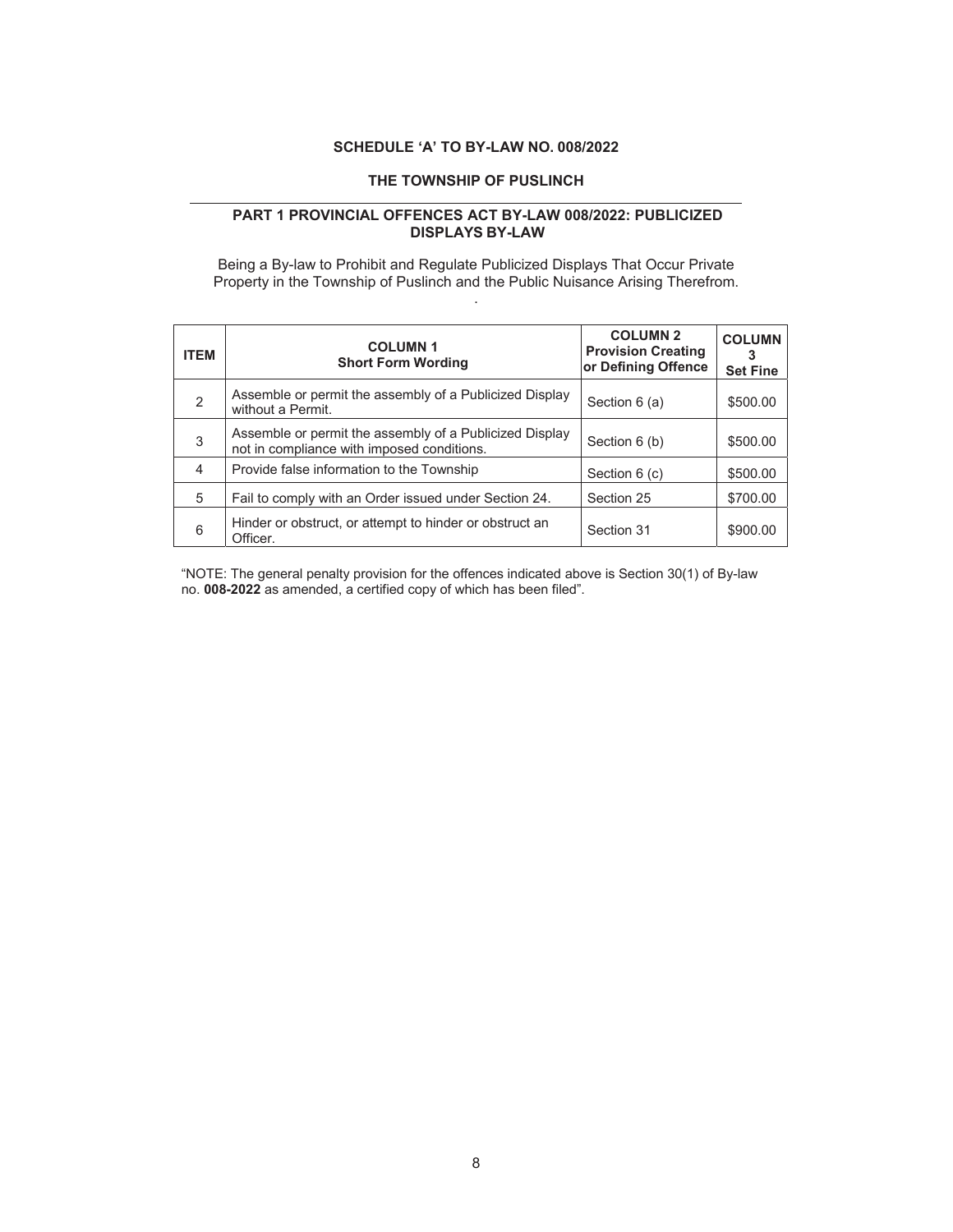**SCHEDULE 'A' TO BY-LAW NO. 008/2022**

**THE TOWNSHIP OF PUSLINCH**

---

**PART 1 PROVINCIAL OFFENCES ACT BY-LAW 008/2022: PUBLICIZED DISPLAYS BY-LAW**

Being a By-law to Prohibit and Regulate Publicized Displays That Occur Private Property in the Township of Puslinch and the Public Nuisance Arising Therefrom.

.

| ITEM | COLUMN 1 Short Form Wording | COLUMN 2 Provision Creating or Defining Offence | COLUMN 3 Set Fine |
|---|---|---|---|
| 2 | Assemble or permit the assembly of a Publicized Display without a Permit. | Section 6 (a) | $500.00 |
| 3 | Assemble or permit the assembly of a Publicized Display not in compliance with imposed conditions. | Section 6 (b) | $500.00 |
| 4 | Provide false information to the Township | Section 6 (c) | $500.00 |
| 5 | Fail to comply with an Order issued under Section 24. | Section 25 | $700.00 |
| 6 | Hinder or obstruct, or attempt to hinder or obstruct an Officer. | Section 31 | $900.00 |

"NOTE: The general penalty provision for the offences indicated above is Section 30(1) of By-law no. **008-2022** as amended, a certified copy of which has been filed".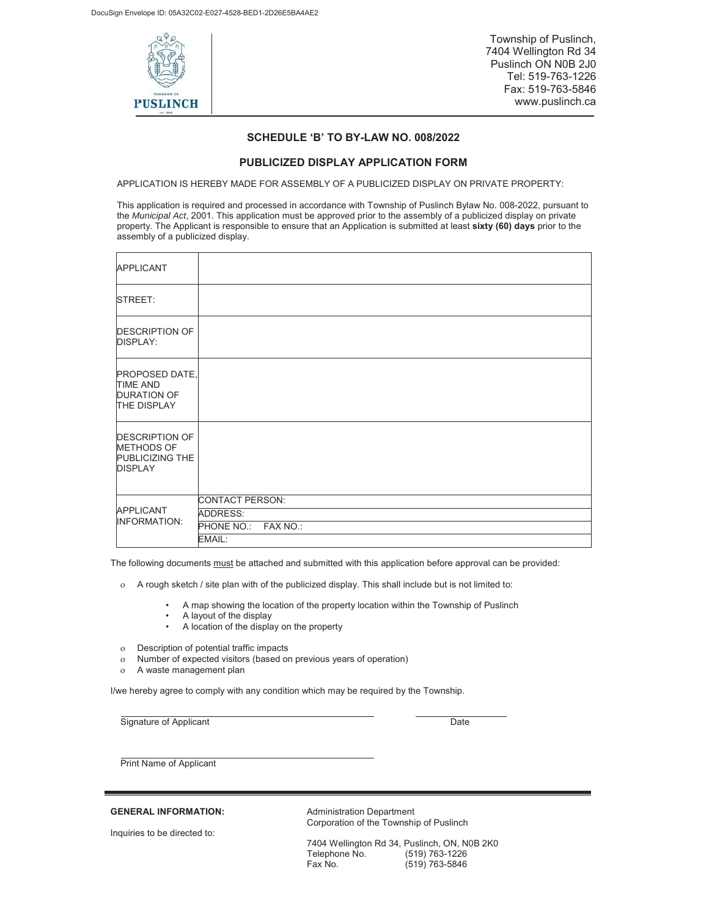DocuSign Envelope ID: 05A32C02-E027-4528-BED1-2D26E5BA4AE2

PUSLINCH

Township of Puslinch,
7404 Wellington Rd 34
Puslinch ON N0B 2J0
Tel: 519-763-1226
Fax: 519-763-5846
www.puslinch.ca

## SCHEDULE 'B' TO BY-LAW NO. 008/2022

## PUBLICIZED DISPLAY APPLICATION FORM

APPLICATION IS HEREBY MADE FOR ASSEMBLY OF A PUBLICIZED DISPLAY ON PRIVATE PROPERTY:

This application is required and processed in accordance with Township of Puslinch Bylaw No. 008-2022, pursuant to the *Municipal Act*, 2001. This application must be approved prior to the assembly of a publicized display on private property. The Applicant is responsible to ensure that an Application is submitted at least **sixty (60) days** prior to the assembly of a publicized display.

| | |
|---|---|
| APPLICANT | |
| STREET: | |
| DESCRIPTION OF DISPLAY: | |
| PROPOSED DATE, TIME AND DURATION OF THE DISPLAY | |
| DESCRIPTION OF METHODS OF PUBLICIZING THE DISPLAY | |
| APPLICANT INFORMATION: | CONTACT PERSON: |
| | ADDRESS: |
| | PHONE NO.: FAX NO.: |
| | EMAIL: |

The following documents must be attached and submitted with this application before approval can be provided:

- A rough sketch / site plan with of the publicized display. This shall include but is not limited to:
  - A map showing the location of the property location within the Township of Puslinch
  - A layout of the display
  - A location of the display on the property
- Description of potential traffic impacts
- Number of expected visitors (based on previous years of operation)
- A waste management plan

I/we hereby agree to comply with any condition which may be required by the Township.

Signature of Applicant                    Date

Print Name of Applicant

**GENERAL INFORMATION:**

Inquiries to be directed to:

Administration Department
Corporation of the Township of Puslinch

7404 Wellington Rd 34, Puslinch, ON, N0B 2K0
Telephone No. (519) 763-1226
Fax No. (519) 763-5846